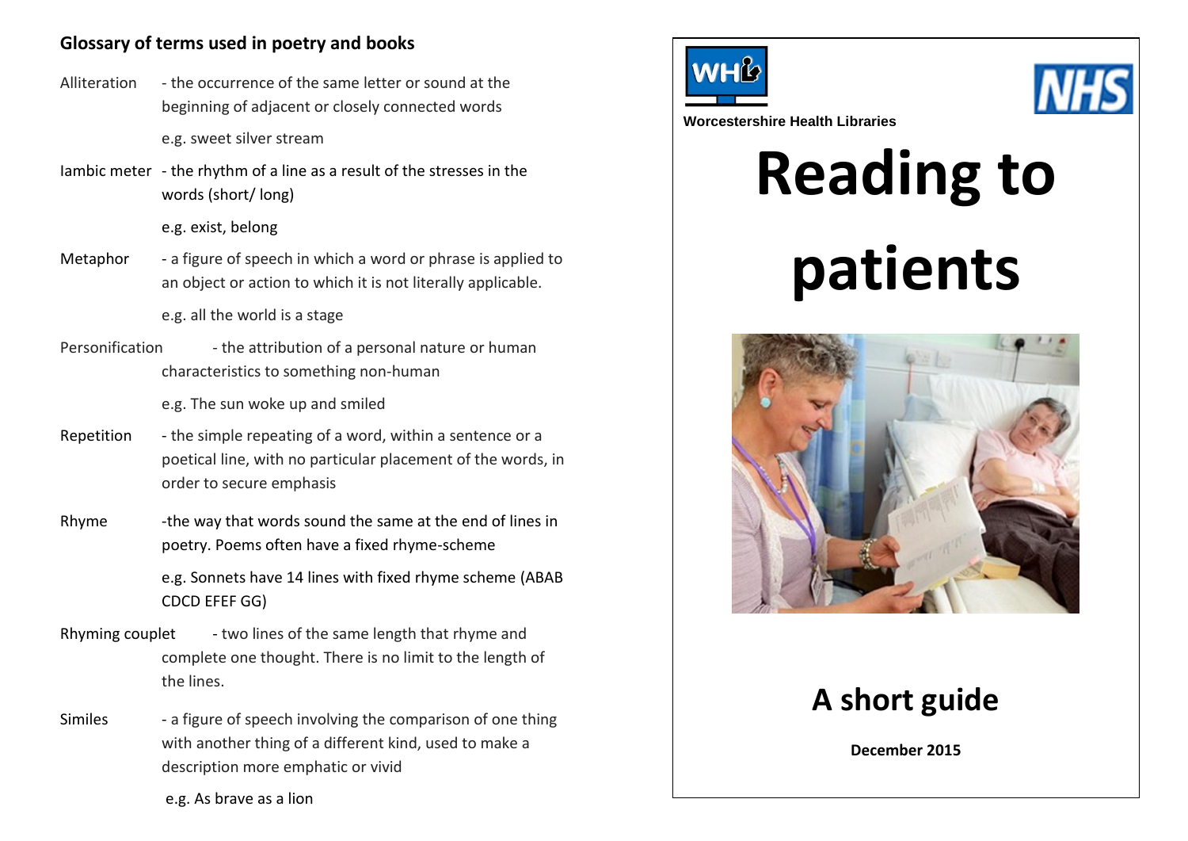## Glossary of terms used in poetry and books

**Alliteration** - the occurrence of the same letter or sound at the beginning of adjacent or closely connected words

e.g. sweet silver stream

**Iambic meter** - the rhythm of a line as a result of the stresses in the words (short/ long)

e.g. exist, belong

**Metaphor** - a figure of speech in which a word or phrase is applied to an object or action to which it is not literally applicable.

e.g. all the world is a stage

**Personification** - the attribution of a personal nature or human characteristics to something non-human

e.g. The sun woke up and smiled

**Repetition** - the simple repeating of a word, within a sentence or a poetical line, with no particular placement of the words, in order to secure emphasis

**Rhyme** -the way that words sound the same at the end of lines in poetry. Poems often have a fixed rhyme-scheme

e.g. Sonnets have 14 lines with fixed rhyme scheme (ABAB CDCD EFEF GG)

**Rhyming couplet** - two lines of the same length that rhyme and complete one thought. There is no limit to the length of the lines.

**Similes** - a figure of speech involving the comparison of one thing with another thing of a different kind, used to make a description more emphatic or vivid

e.g. As brave as a lion

Worcestershire Health Libraries

NHS

# Reading to patients

## A short guide

**December 2015**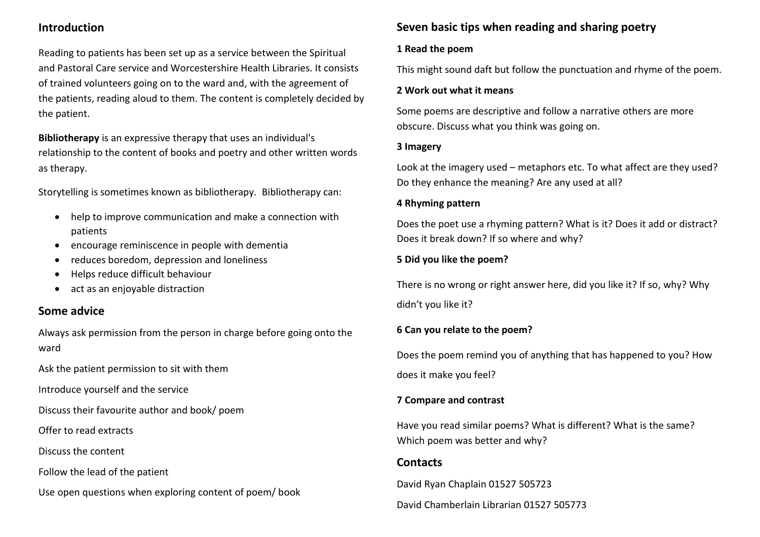## Introduction

Reading to patients has been set up as a service between the Spiritual and Pastoral Care service and Worcestershire Health Libraries. It consists of trained volunteers going on to the ward and, with the agreement of the patients, reading aloud to them. The content is completely decided by the patient.

**Bibliotherapy** is an expressive therapy that uses an individual's relationship to the content of books and poetry and other written words as therapy.

Storytelling is sometimes known as bibliotherapy. Bibliotherapy can:

- help to improve communication and make a connection with patients
- encourage reminiscence in people with dementia
- reduces boredom, depression and loneliness
- Helps reduce difficult behaviour
- act as an enjoyable distraction

## Some advice

Always ask permission from the person in charge before going onto the ward

Ask the patient permission to sit with them

Introduce yourself and the service

Discuss their favourite author and book/ poem

Offer to read extracts

Discuss the content

Follow the lead of the patient

Use open questions when exploring content of poem/ book

## Seven basic tips when reading and sharing poetry

**1 Read the poem**

This might sound daft but follow the punctuation and rhyme of the poem.

**2 Work out what it means**

Some poems are descriptive and follow a narrative others are more obscure. Discuss what you think was going on.

**3 Imagery**

Look at the imagery used – metaphors etc. To what affect are they used? Do they enhance the meaning? Are any used at all?

**4 Rhyming pattern**

Does the poet use a rhyming pattern? What is it? Does it add or distract? Does it break down? If so where and why?

**5 Did you like the poem?**

There is no wrong or right answer here, did you like it? If so, why? Why didn't you like it?

**6 Can you relate to the poem?**

Does the poem remind you of anything that has happened to you? How does it make you feel?

**7 Compare and contrast**

Have you read similar poems? What is different? What is the same? Which poem was better and why?

## Contacts

David Ryan Chaplain 01527 505723

David Chamberlain Librarian 01527 505773